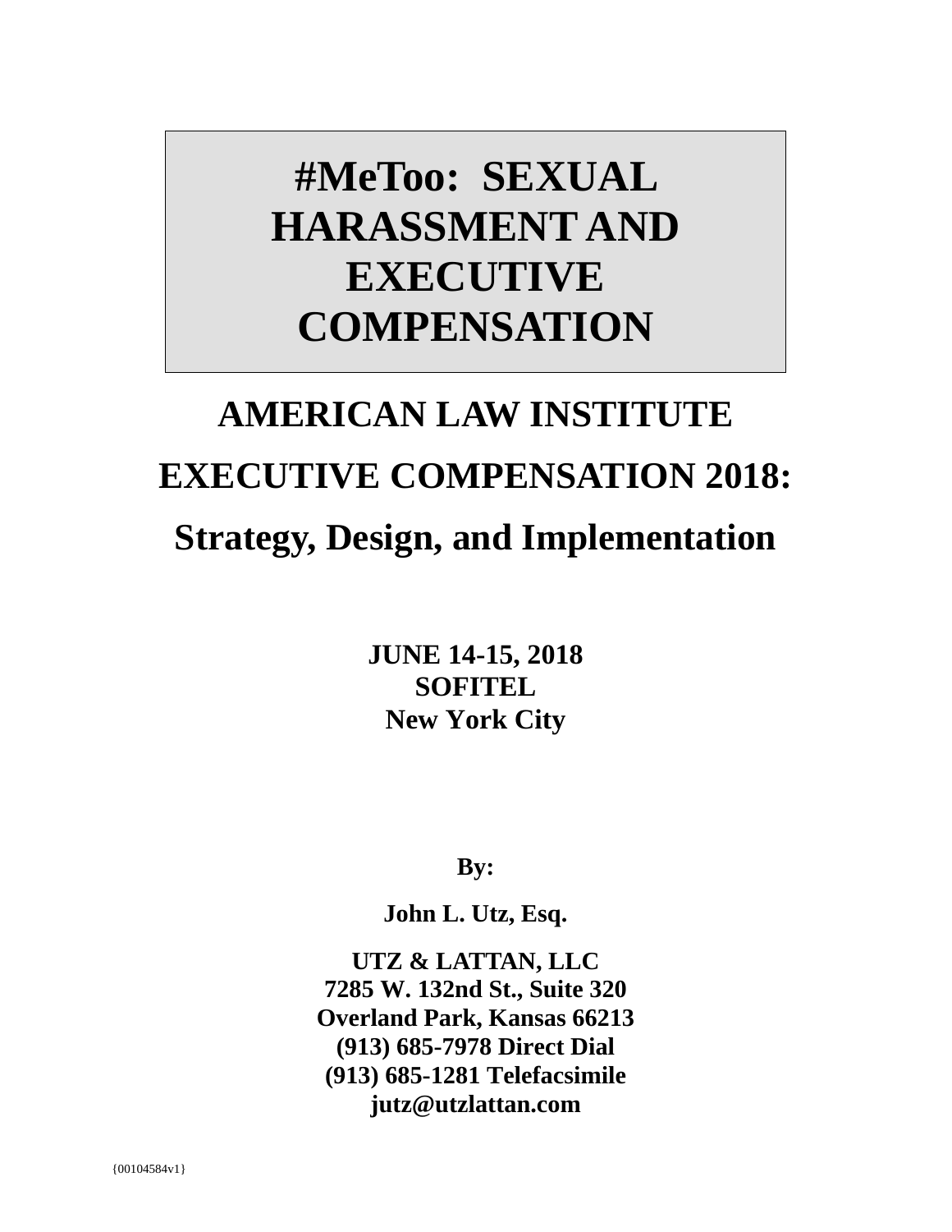# #MeToo: SEXUAL HARASSMENT AND EXECUTIVE COMPENSATION

## AMERICAN LAW INSTITUTE

## EXECUTIVE COMPENSATION 2018:

## Strategy, Design, and Implementation

**JUNE 14-15, 2018**
**SOFITEL**
**New York City**

**By:**

**John L. Utz, Esq.**

**UTZ & LATTAN, LLC**
**7285 W. 132nd St., Suite 320**
**Overland Park, Kansas 66213**
**(913) 685-7978 Direct Dial**
**(913) 685-1281 Telefacsimile**
**jutz@utzlattan.com**

{00104584v1}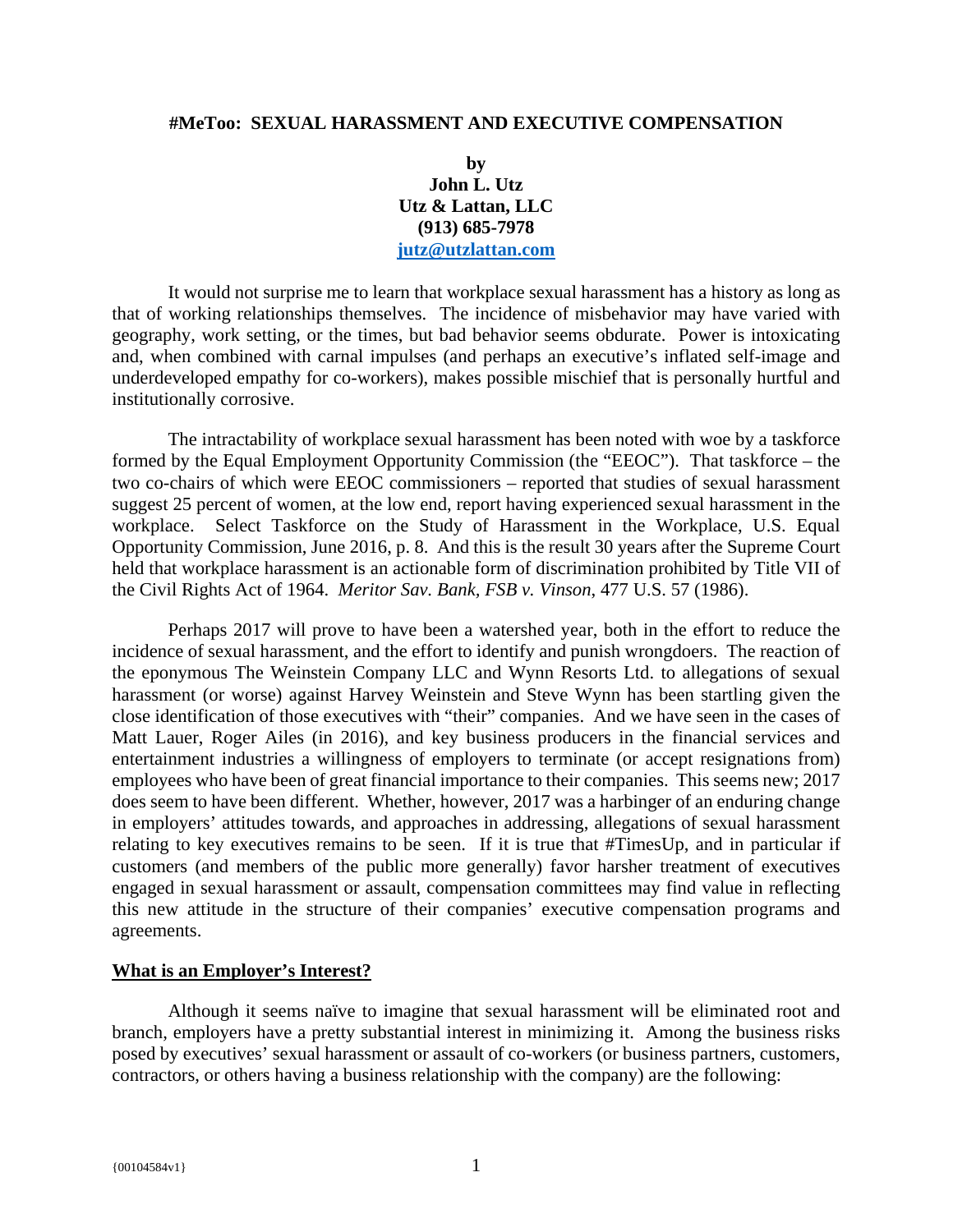**#MeToo: SEXUAL HARASSMENT AND EXECUTIVE COMPENSATION**

**by**
**John L. Utz**
**Utz & Lattan, LLC**
**(913) 685-7978**
**jutz@utzlattan.com**

It would not surprise me to learn that workplace sexual harassment has a history as long as that of working relationships themselves. The incidence of misbehavior may have varied with geography, work setting, or the times, but bad behavior seems obdurate. Power is intoxicating and, when combined with carnal impulses (and perhaps an executive's inflated self-image and underdeveloped empathy for co-workers), makes possible mischief that is personally hurtful and institutionally corrosive.

The intractability of workplace sexual harassment has been noted with woe by a taskforce formed by the Equal Employment Opportunity Commission (the "EEOC"). That taskforce – the two co-chairs of which were EEOC commissioners – reported that studies of sexual harassment suggest 25 percent of women, at the low end, report having experienced sexual harassment in the workplace. Select Taskforce on the Study of Harassment in the Workplace, U.S. Equal Opportunity Commission, June 2016, p. 8. And this is the result 30 years after the Supreme Court held that workplace harassment is an actionable form of discrimination prohibited by Title VII of the Civil Rights Act of 1964. *Meritor Sav. Bank, FSB v. Vinson*, 477 U.S. 57 (1986).

Perhaps 2017 will prove to have been a watershed year, both in the effort to reduce the incidence of sexual harassment, and the effort to identify and punish wrongdoers. The reaction of the eponymous The Weinstein Company LLC and Wynn Resorts Ltd. to allegations of sexual harassment (or worse) against Harvey Weinstein and Steve Wynn has been startling given the close identification of those executives with "their" companies. And we have seen in the cases of Matt Lauer, Roger Ailes (in 2016), and key business producers in the financial services and entertainment industries a willingness of employers to terminate (or accept resignations from) employees who have been of great financial importance to their companies. This seems new; 2017 does seem to have been different. Whether, however, 2017 was a harbinger of an enduring change in employers' attitudes towards, and approaches in addressing, allegations of sexual harassment relating to key executives remains to be seen. If it is true that #TimesUp, and in particular if customers (and members of the public more generally) favor harsher treatment of executives engaged in sexual harassment or assault, compensation committees may find value in reflecting this new attitude in the structure of their companies' executive compensation programs and agreements.

**What is an Employer's Interest?**

Although it seems naïve to imagine that sexual harassment will be eliminated root and branch, employers have a pretty substantial interest in minimizing it. Among the business risks posed by executives' sexual harassment or assault of co-workers (or business partners, customers, contractors, or others having a business relationship with the company) are the following: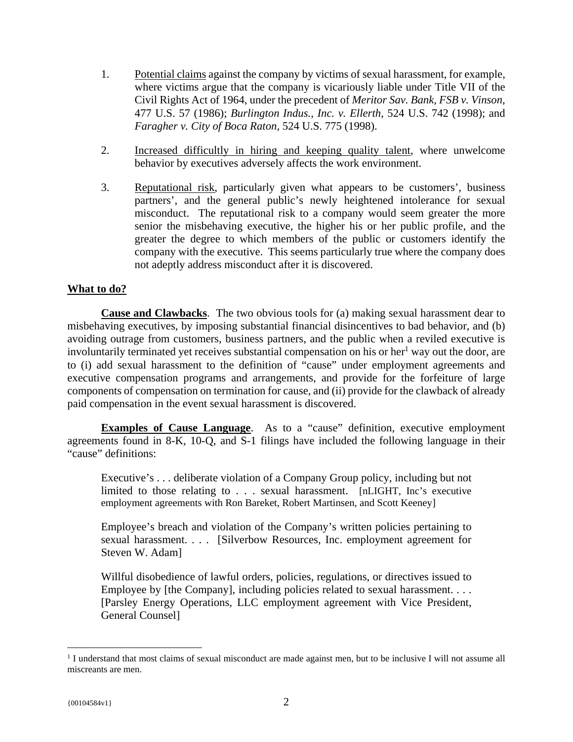1. Potential claims against the company by victims of sexual harassment, for example, where victims argue that the company is vicariously liable under Title VII of the Civil Rights Act of 1964, under the precedent of *Meritor Sav. Bank, FSB v. Vinson*, 477 U.S. 57 (1986); *Burlington Indus., Inc. v. Ellerth*, 524 U.S. 742 (1998); and *Faragher v. City of Boca Raton*, 524 U.S. 775 (1998).

2. Increased difficultly in hiring and keeping quality talent, where unwelcome behavior by executives adversely affects the work environment.

3. Reputational risk, particularly given what appears to be customers', business partners', and the general public's newly heightened intolerance for sexual misconduct. The reputational risk to a company would seem greater the more senior the misbehaving executive, the higher his or her public profile, and the greater the degree to which members of the public or customers identify the company with the executive. This seems particularly true where the company does not adeptly address misconduct after it is discovered.

**What to do?**

**Cause and Clawbacks**. The two obvious tools for (a) making sexual harassment dear to misbehaving executives, by imposing substantial financial disincentives to bad behavior, and (b) avoiding outrage from customers, business partners, and the public when a reviled executive is involuntarily terminated yet receives substantial compensation on his or her[1] way out the door, are to (i) add sexual harassment to the definition of "cause" under employment agreements and executive compensation programs and arrangements, and provide for the forfeiture of large components of compensation on termination for cause, and (ii) provide for the clawback of already paid compensation in the event sexual harassment is discovered.

**Examples of Cause Language**. As to a "cause" definition, executive employment agreements found in 8-K, 10-Q, and S-1 filings have included the following language in their "cause" definitions:

> Executive's . . . deliberate violation of a Company Group policy, including but not limited to those relating to . . . sexual harassment. [nLIGHT, Inc's executive employment agreements with Ron Bareket, Robert Martinsen, and Scott Keeney]

> Employee's breach and violation of the Company's written policies pertaining to sexual harassment. . . . [Silverbow Resources, Inc. employment agreement for Steven W. Adam]

> Willful disobedience of lawful orders, policies, regulations, or directives issued to Employee by [the Company], including policies related to sexual harassment. . . . [Parsley Energy Operations, LLC employment agreement with Vice President, General Counsel]

---

[1] I understand that most claims of sexual misconduct are made against men, but to be inclusive I will not assume all miscreants are men.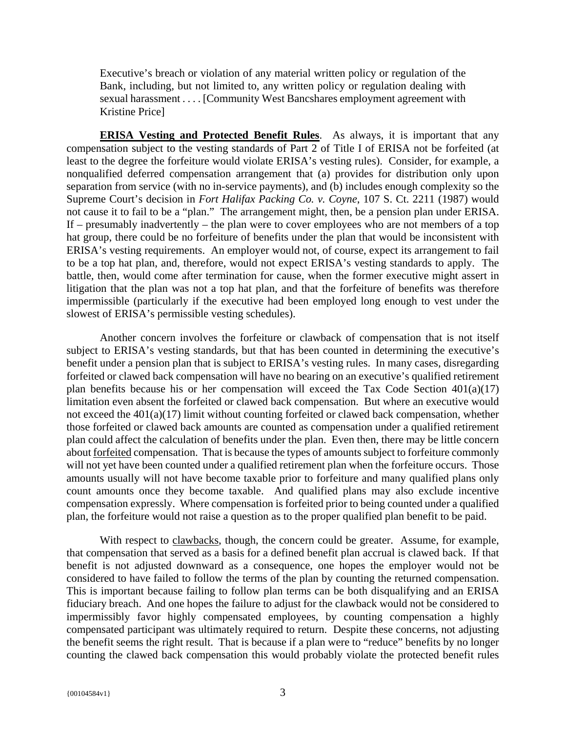> Executive's breach or violation of any material written policy or regulation of the Bank, including, but not limited to, any written policy or regulation dealing with sexual harassment . . . . [Community West Bancshares employment agreement with Kristine Price]

**ERISA Vesting and Protected Benefit Rules**. As always, it is important that any compensation subject to the vesting standards of Part 2 of Title I of ERISA not be forfeited (at least to the degree the forfeiture would violate ERISA's vesting rules). Consider, for example, a nonqualified deferred compensation arrangement that (a) provides for distribution only upon separation from service (with no in-service payments), and (b) includes enough complexity so the Supreme Court's decision in *Fort Halifax Packing Co. v. Coyne*, 107 S. Ct. 2211 (1987) would not cause it to fail to be a "plan." The arrangement might, then, be a pension plan under ERISA. If – presumably inadvertently – the plan were to cover employees who are not members of a top hat group, there could be no forfeiture of benefits under the plan that would be inconsistent with ERISA's vesting requirements. An employer would not, of course, expect its arrangement to fail to be a top hat plan, and, therefore, would not expect ERISA's vesting standards to apply. The battle, then, would come after termination for cause, when the former executive might assert in litigation that the plan was not a top hat plan, and that the forfeiture of benefits was therefore impermissible (particularly if the executive had been employed long enough to vest under the slowest of ERISA's permissible vesting schedules).

Another concern involves the forfeiture or clawback of compensation that is not itself subject to ERISA's vesting standards, but that has been counted in determining the executive's benefit under a pension plan that is subject to ERISA's vesting rules. In many cases, disregarding forfeited or clawed back compensation will have no bearing on an executive's qualified retirement plan benefits because his or her compensation will exceed the Tax Code Section 401(a)(17) limitation even absent the forfeited or clawed back compensation. But where an executive would not exceed the 401(a)(17) limit without counting forfeited or clawed back compensation, whether those forfeited or clawed back amounts are counted as compensation under a qualified retirement plan could affect the calculation of benefits under the plan. Even then, there may be little concern about <u>forfeited</u> compensation. That is because the types of amounts subject to forfeiture commonly will not yet have been counted under a qualified retirement plan when the forfeiture occurs. Those amounts usually will not have become taxable prior to forfeiture and many qualified plans only count amounts once they become taxable. And qualified plans may also exclude incentive compensation expressly. Where compensation is forfeited prior to being counted under a qualified plan, the forfeiture would not raise a question as to the proper qualified plan benefit to be paid.

With respect to <u>clawbacks</u>, though, the concern could be greater. Assume, for example, that compensation that served as a basis for a defined benefit plan accrual is clawed back. If that benefit is not adjusted downward as a consequence, one hopes the employer would not be considered to have failed to follow the terms of the plan by counting the returned compensation. This is important because failing to follow plan terms can be both disqualifying and an ERISA fiduciary breach. And one hopes the failure to adjust for the clawback would not be considered to impermissibly favor highly compensated employees, by counting compensation a highly compensated participant was ultimately required to return. Despite these concerns, not adjusting the benefit seems the right result. That is because if a plan were to "reduce" benefits by no longer counting the clawed back compensation this would probably violate the protected benefit rules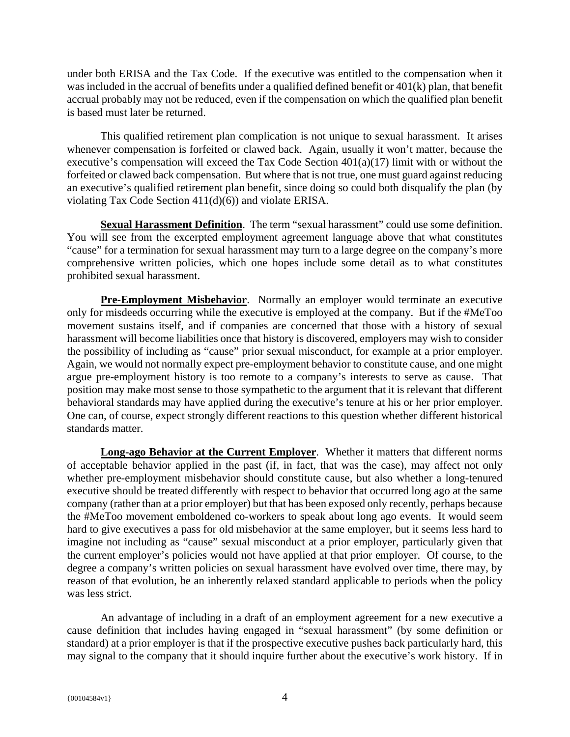under both ERISA and the Tax Code. If the executive was entitled to the compensation when it was included in the accrual of benefits under a qualified defined benefit or 401(k) plan, that benefit accrual probably may not be reduced, even if the compensation on which the qualified plan benefit is based must later be returned.

This qualified retirement plan complication is not unique to sexual harassment. It arises whenever compensation is forfeited or clawed back. Again, usually it won't matter, because the executive's compensation will exceed the Tax Code Section 401(a)(17) limit with or without the forfeited or clawed back compensation. But where that is not true, one must guard against reducing an executive's qualified retirement plan benefit, since doing so could both disqualify the plan (by violating Tax Code Section 411(d)(6)) and violate ERISA.

**Sexual Harassment Definition**. The term "sexual harassment" could use some definition. You will see from the excerpted employment agreement language above that what constitutes "cause" for a termination for sexual harassment may turn to a large degree on the company's more comprehensive written policies, which one hopes include some detail as to what constitutes prohibited sexual harassment.

**Pre-Employment Misbehavior**. Normally an employer would terminate an executive only for misdeeds occurring while the executive is employed at the company. But if the #MeToo movement sustains itself, and if companies are concerned that those with a history of sexual harassment will become liabilities once that history is discovered, employers may wish to consider the possibility of including as "cause" prior sexual misconduct, for example at a prior employer. Again, we would not normally expect pre-employment behavior to constitute cause, and one might argue pre-employment history is too remote to a company's interests to serve as cause. That position may make most sense to those sympathetic to the argument that it is relevant that different behavioral standards may have applied during the executive's tenure at his or her prior employer. One can, of course, expect strongly different reactions to this question whether different historical standards matter.

**Long-ago Behavior at the Current Employer**. Whether it matters that different norms of acceptable behavior applied in the past (if, in fact, that was the case), may affect not only whether pre-employment misbehavior should constitute cause, but also whether a long-tenured executive should be treated differently with respect to behavior that occurred long ago at the same company (rather than at a prior employer) but that has been exposed only recently, perhaps because the #MeToo movement emboldened co-workers to speak about long ago events. It would seem hard to give executives a pass for old misbehavior at the same employer, but it seems less hard to imagine not including as "cause" sexual misconduct at a prior employer, particularly given that the current employer's policies would not have applied at that prior employer. Of course, to the degree a company's written policies on sexual harassment have evolved over time, there may, by reason of that evolution, be an inherently relaxed standard applicable to periods when the policy was less strict.

An advantage of including in a draft of an employment agreement for a new executive a cause definition that includes having engaged in "sexual harassment" (by some definition or standard) at a prior employer is that if the prospective executive pushes back particularly hard, this may signal to the company that it should inquire further about the executive's work history. If in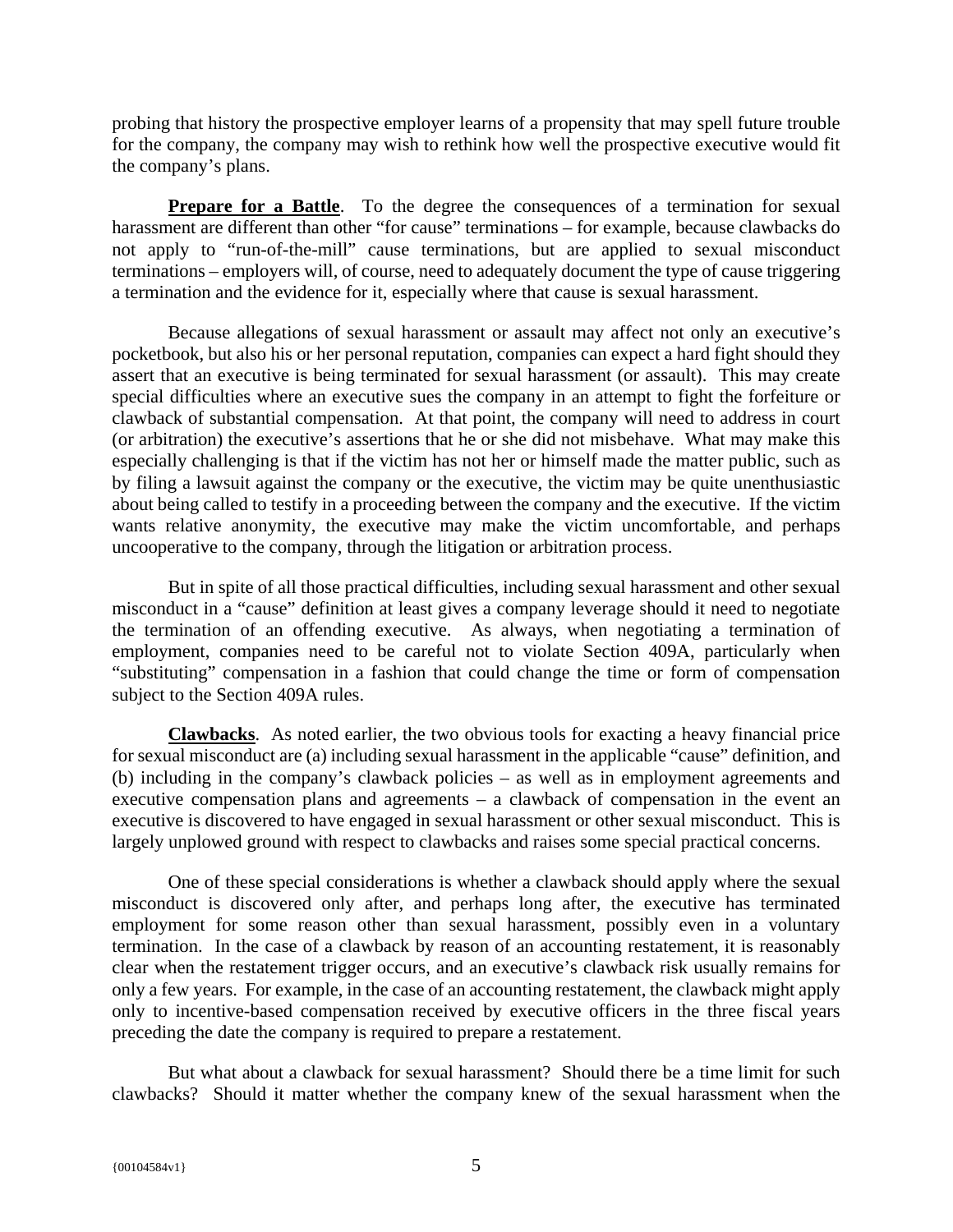probing that history the prospective employer learns of a propensity that may spell future trouble for the company, the company may wish to rethink how well the prospective executive would fit the company's plans.

**Prepare for a Battle**. To the degree the consequences of a termination for sexual harassment are different than other "for cause" terminations – for example, because clawbacks do not apply to "run-of-the-mill" cause terminations, but are applied to sexual misconduct terminations – employers will, of course, need to adequately document the type of cause triggering a termination and the evidence for it, especially where that cause is sexual harassment.

Because allegations of sexual harassment or assault may affect not only an executive's pocketbook, but also his or her personal reputation, companies can expect a hard fight should they assert that an executive is being terminated for sexual harassment (or assault). This may create special difficulties where an executive sues the company in an attempt to fight the forfeiture or clawback of substantial compensation. At that point, the company will need to address in court (or arbitration) the executive's assertions that he or she did not misbehave. What may make this especially challenging is that if the victim has not her or himself made the matter public, such as by filing a lawsuit against the company or the executive, the victim may be quite unenthusiastic about being called to testify in a proceeding between the company and the executive. If the victim wants relative anonymity, the executive may make the victim uncomfortable, and perhaps uncooperative to the company, through the litigation or arbitration process.

But in spite of all those practical difficulties, including sexual harassment and other sexual misconduct in a "cause" definition at least gives a company leverage should it need to negotiate the termination of an offending executive. As always, when negotiating a termination of employment, companies need to be careful not to violate Section 409A, particularly when "substituting" compensation in a fashion that could change the time or form of compensation subject to the Section 409A rules.

**Clawbacks**. As noted earlier, the two obvious tools for exacting a heavy financial price for sexual misconduct are (a) including sexual harassment in the applicable "cause" definition, and (b) including in the company's clawback policies – as well as in employment agreements and executive compensation plans and agreements – a clawback of compensation in the event an executive is discovered to have engaged in sexual harassment or other sexual misconduct. This is largely unplowed ground with respect to clawbacks and raises some special practical concerns.

One of these special considerations is whether a clawback should apply where the sexual misconduct is discovered only after, and perhaps long after, the executive has terminated employment for some reason other than sexual harassment, possibly even in a voluntary termination. In the case of a clawback by reason of an accounting restatement, it is reasonably clear when the restatement trigger occurs, and an executive's clawback risk usually remains for only a few years. For example, in the case of an accounting restatement, the clawback might apply only to incentive-based compensation received by executive officers in the three fiscal years preceding the date the company is required to prepare a restatement.

But what about a clawback for sexual harassment? Should there be a time limit for such clawbacks? Should it matter whether the company knew of the sexual harassment when the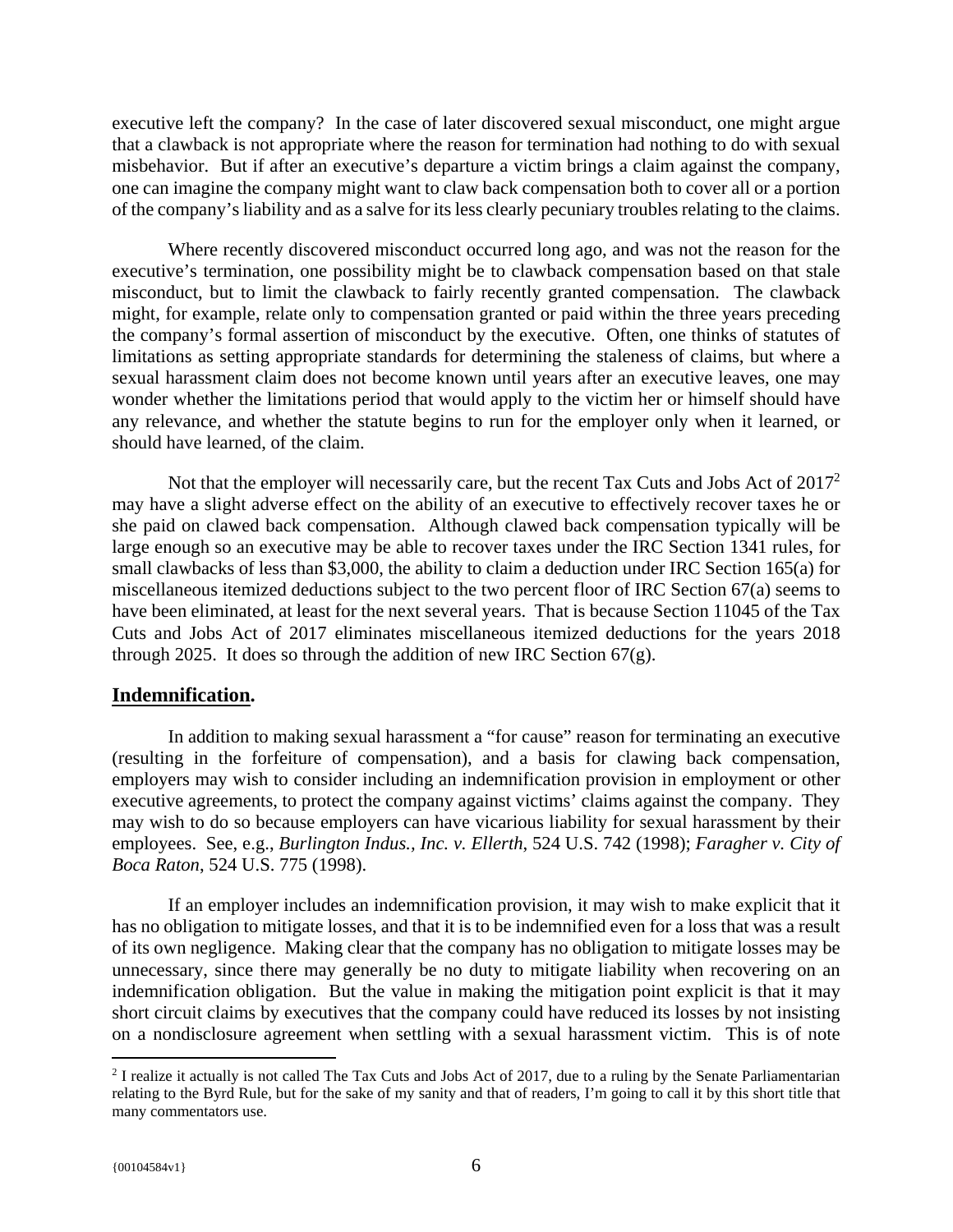executive left the company? In the case of later discovered sexual misconduct, one might argue that a clawback is not appropriate where the reason for termination had nothing to do with sexual misbehavior. But if after an executive's departure a victim brings a claim against the company, one can imagine the company might want to claw back compensation both to cover all or a portion of the company's liability and as a salve for its less clearly pecuniary troubles relating to the claims.

Where recently discovered misconduct occurred long ago, and was not the reason for the executive's termination, one possibility might be to clawback compensation based on that stale misconduct, but to limit the clawback to fairly recently granted compensation. The clawback might, for example, relate only to compensation granted or paid within the three years preceding the company's formal assertion of misconduct by the executive. Often, one thinks of statutes of limitations as setting appropriate standards for determining the staleness of claims, but where a sexual harassment claim does not become known until years after an executive leaves, one may wonder whether the limitations period that would apply to the victim her or himself should have any relevance, and whether the statute begins to run for the employer only when it learned, or should have learned, of the claim.

Not that the employer will necessarily care, but the recent Tax Cuts and Jobs Act of 2017[2] may have a slight adverse effect on the ability of an executive to effectively recover taxes he or she paid on clawed back compensation. Although clawed back compensation typically will be large enough so an executive may be able to recover taxes under the IRC Section 1341 rules, for small clawbacks of less than $3,000, the ability to claim a deduction under IRC Section 165(a) for miscellaneous itemized deductions subject to the two percent floor of IRC Section 67(a) seems to have been eliminated, at least for the next several years. That is because Section 11045 of the Tax Cuts and Jobs Act of 2017 eliminates miscellaneous itemized deductions for the years 2018 through 2025. It does so through the addition of new IRC Section 67(g).

## **Indemnification.**

In addition to making sexual harassment a "for cause" reason for terminating an executive (resulting in the forfeiture of compensation), and a basis for clawing back compensation, employers may wish to consider including an indemnification provision in employment or other executive agreements, to protect the company against victims' claims against the company. They may wish to do so because employers can have vicarious liability for sexual harassment by their employees. See, e.g., *Burlington Indus., Inc. v. Ellerth*, 524 U.S. 742 (1998); *Faragher v. City of Boca Raton*, 524 U.S. 775 (1998).

If an employer includes an indemnification provision, it may wish to make explicit that it has no obligation to mitigate losses, and that it is to be indemnified even for a loss that was a result of its own negligence. Making clear that the company has no obligation to mitigate losses may be unnecessary, since there may generally be no duty to mitigate liability when recovering on an indemnification obligation. But the value in making the mitigation point explicit is that it may short circuit claims by executives that the company could have reduced its losses by not insisting on a nondisclosure agreement when settling with a sexual harassment victim. This is of note

[2] I realize it actually is not called The Tax Cuts and Jobs Act of 2017, due to a ruling by the Senate Parliamentarian relating to the Byrd Rule, but for the sake of my sanity and that of readers, I'm going to call it by this short title that many commentators use.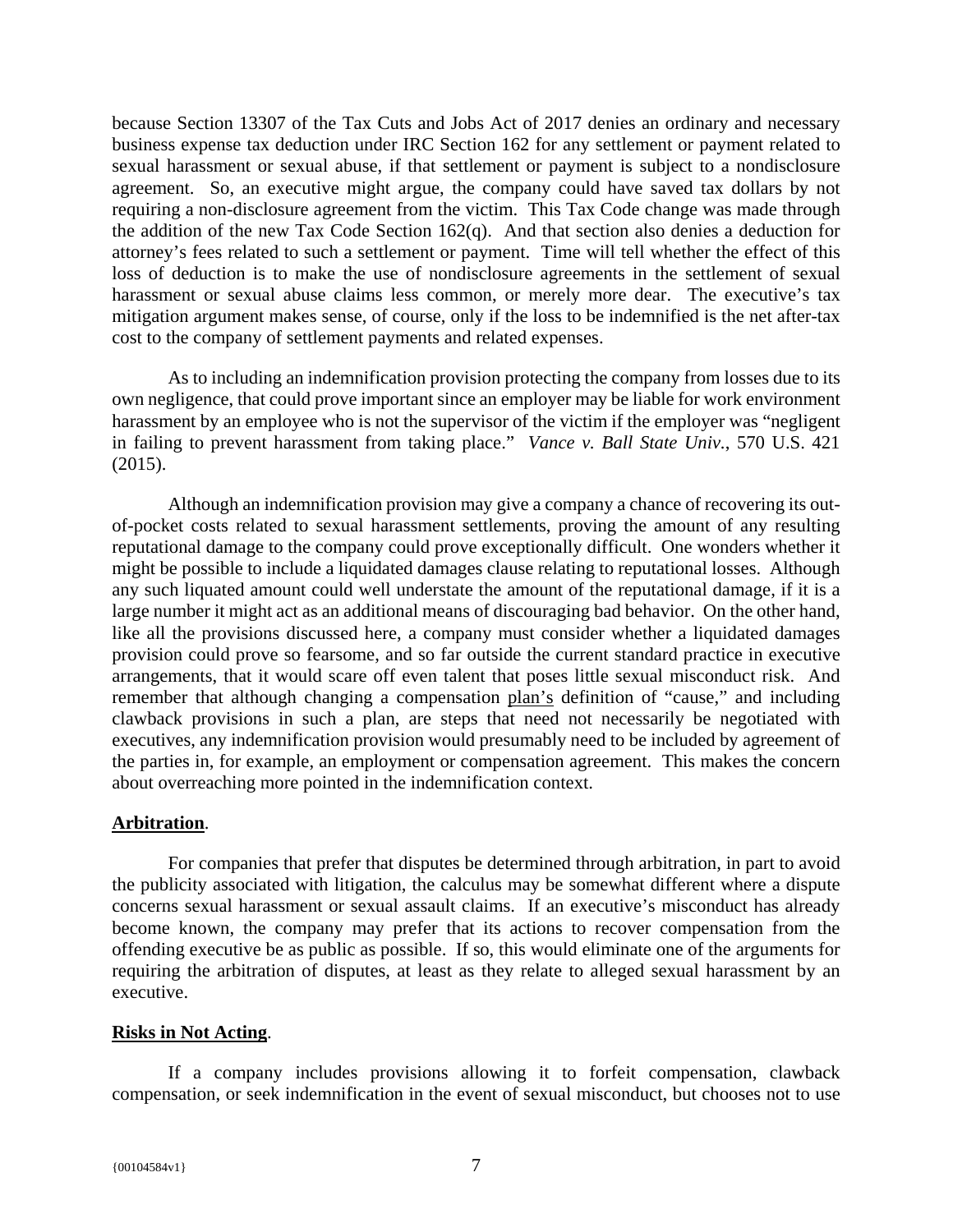because Section 13307 of the Tax Cuts and Jobs Act of 2017 denies an ordinary and necessary business expense tax deduction under IRC Section 162 for any settlement or payment related to sexual harassment or sexual abuse, if that settlement or payment is subject to a nondisclosure agreement. So, an executive might argue, the company could have saved tax dollars by not requiring a non-disclosure agreement from the victim. This Tax Code change was made through the addition of the new Tax Code Section 162(q). And that section also denies a deduction for attorney's fees related to such a settlement or payment. Time will tell whether the effect of this loss of deduction is to make the use of nondisclosure agreements in the settlement of sexual harassment or sexual abuse claims less common, or merely more dear. The executive's tax mitigation argument makes sense, of course, only if the loss to be indemnified is the net after-tax cost to the company of settlement payments and related expenses.

As to including an indemnification provision protecting the company from losses due to its own negligence, that could prove important since an employer may be liable for work environment harassment by an employee who is not the supervisor of the victim if the employer was "negligent in failing to prevent harassment from taking place." *Vance v. Ball State Univ.*, 570 U.S. 421 (2015).

Although an indemnification provision may give a company a chance of recovering its out-of-pocket costs related to sexual harassment settlements, proving the amount of any resulting reputational damage to the company could prove exceptionally difficult. One wonders whether it might be possible to include a liquidated damages clause relating to reputational losses. Although any such liquated amount could well understate the amount of the reputational damage, if it is a large number it might act as an additional means of discouraging bad behavior. On the other hand, like all the provisions discussed here, a company must consider whether a liquidated damages provision could prove so fearsome, and so far outside the current standard practice in executive arrangements, that it would scare off even talent that poses little sexual misconduct risk. And remember that although changing a compensation <u>plan's</u> definition of "cause," and including clawback provisions in such a plan, are steps that need not necessarily be negotiated with executives, any indemnification provision would presumably need to be included by agreement of the parties in, for example, an employment or compensation agreement. This makes the concern about overreaching more pointed in the indemnification context.

**<u>Arbitration</u>**.

For companies that prefer that disputes be determined through arbitration, in part to avoid the publicity associated with litigation, the calculus may be somewhat different where a dispute concerns sexual harassment or sexual assault claims. If an executive's misconduct has already become known, the company may prefer that its actions to recover compensation from the offending executive be as public as possible. If so, this would eliminate one of the arguments for requiring the arbitration of disputes, at least as they relate to alleged sexual harassment by an executive.

**<u>Risks in Not Acting</u>**.

If a company includes provisions allowing it to forfeit compensation, clawback compensation, or seek indemnification in the event of sexual misconduct, but chooses not to use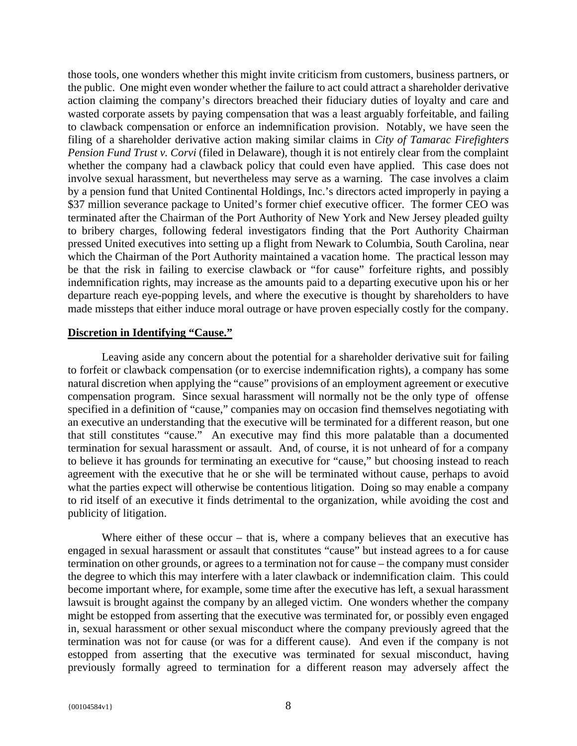those tools, one wonders whether this might invite criticism from customers, business partners, or the public. One might even wonder whether the failure to act could attract a shareholder derivative action claiming the company's directors breached their fiduciary duties of loyalty and care and wasted corporate assets by paying compensation that was a least arguably forfeitable, and failing to clawback compensation or enforce an indemnification provision. Notably, we have seen the filing of a shareholder derivative action making similar claims in *City of Tamarac Firefighters Pension Fund Trust v. Corvi* (filed in Delaware), though it is not entirely clear from the complaint whether the company had a clawback policy that could even have applied. This case does not involve sexual harassment, but nevertheless may serve as a warning. The case involves a claim by a pension fund that United Continental Holdings, Inc.'s directors acted improperly in paying a $37 million severance package to United's former chief executive officer. The former CEO was terminated after the Chairman of the Port Authority of New York and New Jersey pleaded guilty to bribery charges, following federal investigators finding that the Port Authority Chairman pressed United executives into setting up a flight from Newark to Columbia, South Carolina, near which the Chairman of the Port Authority maintained a vacation home. The practical lesson may be that the risk in failing to exercise clawback or "for cause" forfeiture rights, and possibly indemnification rights, may increase as the amounts paid to a departing executive upon his or her departure reach eye-popping levels, and where the executive is thought by shareholders to have made missteps that either induce moral outrage or have proven especially costly for the company.

**Discretion in Identifying "Cause."**

Leaving aside any concern about the potential for a shareholder derivative suit for failing to forfeit or clawback compensation (or to exercise indemnification rights), a company has some natural discretion when applying the "cause" provisions of an employment agreement or executive compensation program. Since sexual harassment will normally not be the only type of offense specified in a definition of "cause," companies may on occasion find themselves negotiating with an executive an understanding that the executive will be terminated for a different reason, but one that still constitutes "cause." An executive may find this more palatable than a documented termination for sexual harassment or assault. And, of course, it is not unheard of for a company to believe it has grounds for terminating an executive for "cause," but choosing instead to reach agreement with the executive that he or she will be terminated without cause, perhaps to avoid what the parties expect will otherwise be contentious litigation. Doing so may enable a company to rid itself of an executive it finds detrimental to the organization, while avoiding the cost and publicity of litigation.

Where either of these occur – that is, where a company believes that an executive has engaged in sexual harassment or assault that constitutes "cause" but instead agrees to a for cause termination on other grounds, or agrees to a termination not for cause – the company must consider the degree to which this may interfere with a later clawback or indemnification claim. This could become important where, for example, some time after the executive has left, a sexual harassment lawsuit is brought against the company by an alleged victim. One wonders whether the company might be estopped from asserting that the executive was terminated for, or possibly even engaged in, sexual harassment or other sexual misconduct where the company previously agreed that the termination was not for cause (or was for a different cause). And even if the company is not estopped from asserting that the executive was terminated for sexual misconduct, having previously formally agreed to termination for a different reason may adversely affect the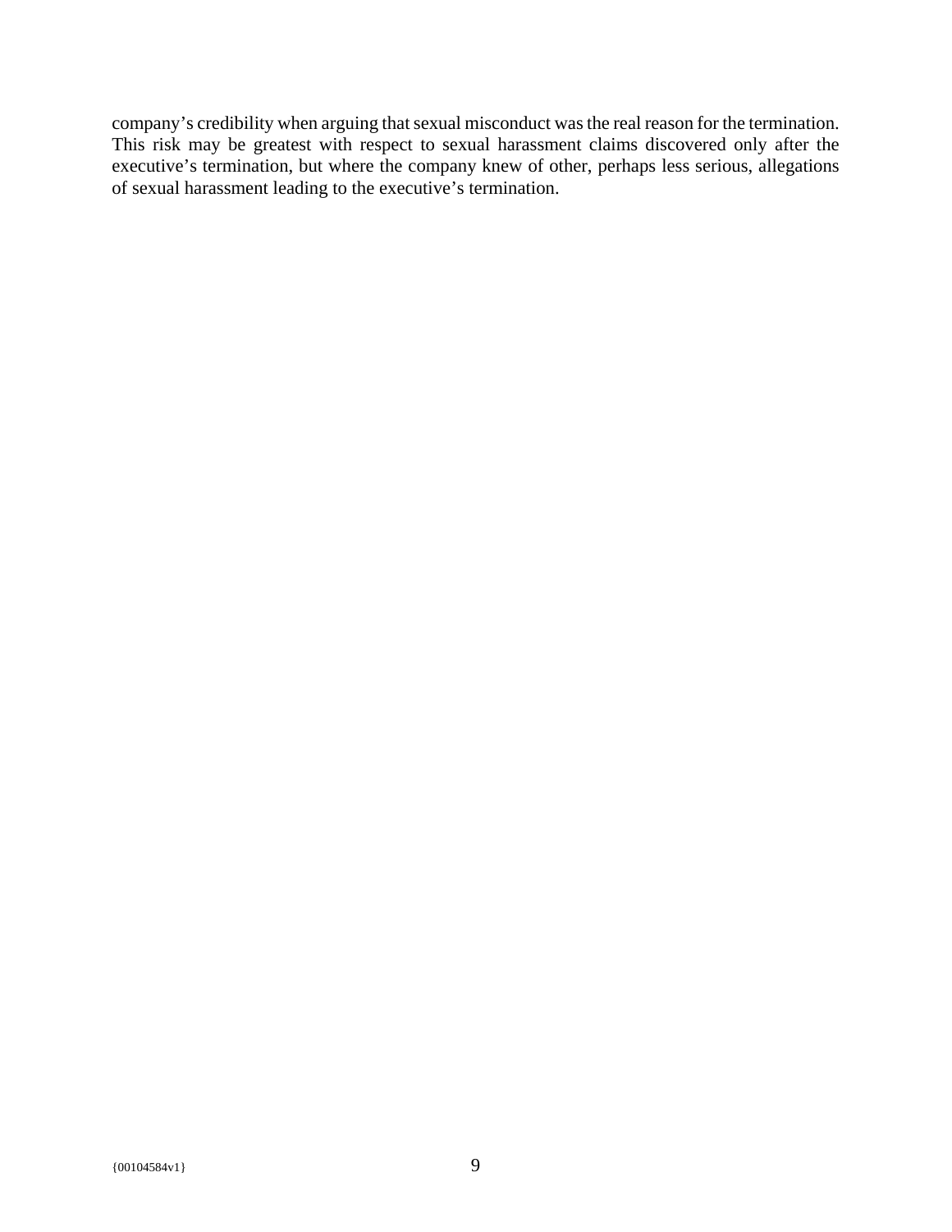company's credibility when arguing that sexual misconduct was the real reason for the termination. This risk may be greatest with respect to sexual harassment claims discovered only after the executive's termination, but where the company knew of other, perhaps less serious, allegations of sexual harassment leading to the executive's termination.